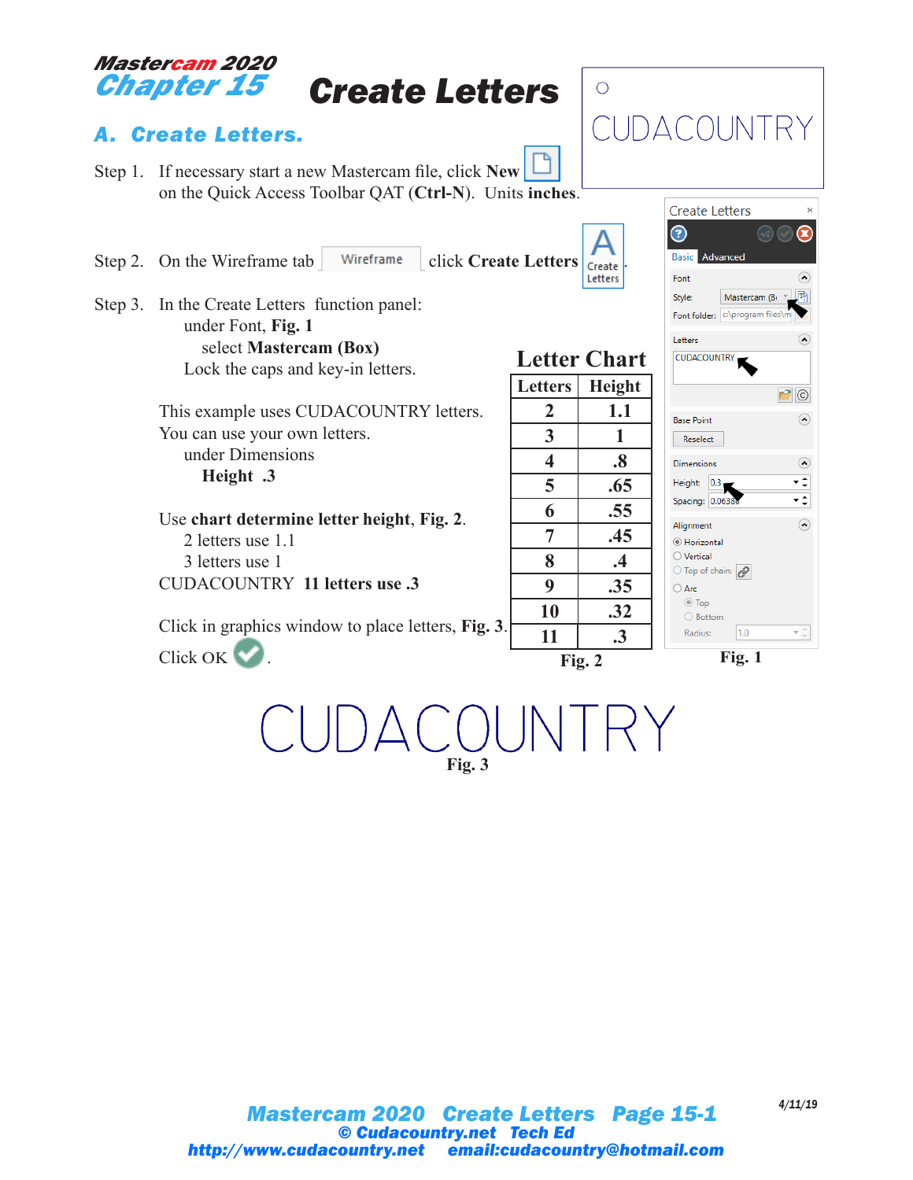Mastercam 2020
# Chapter 15 Create Letters

## A. Create Letters.

Step 1. If necessary start a new Mastercam file, click **New** on the Quick Access Toolbar QAT (**Ctrl-N**). Units **inches**.

Step 2. On the Wireframe tab Wireframe click **Create Letters**

Step 3. In the Create Letters function panel:
under Font, **Fig. 1**
select **Mastercam (Box)**
Lock the caps and key-in letters.

This example uses CUDACOUNTRY letters.
You can use your own letters.
under Dimensions
**Height .3**

Use **chart determine letter height**, **Fig. 2**.
2 letters use 1.1
3 letters use 1
CUDACOUNTRY **11 letters use .3**

Click in graphics window to place letters, **Fig. 3**.

Click OK.

**Letter Chart**

| Letters | Height |
|---|---|
| 2 | 1.1 |
| 3 | 1 |
| 4 | .8 |
| 5 | .65 |
| 6 | .55 |
| 7 | .45 |
| 8 | .4 |
| 9 | .35 |
| 10 | .32 |
| 11 | .3 |

**Fig. 2**

Create Letters
Basic Advanced
Font
Style: Mastercam (B
Font folder: c:\program files\m
Letters
CUDACOUNTRY
Base Point
Reselect
Dimensions
Height: 0.3
Spacing: 0.0638
Alignment
Horizontal
Vertical
Top of chain:
Arc
Top
Bottom
Radius: 1.0

**Fig. 1**

CUDACOUNTRY

**Fig. 3**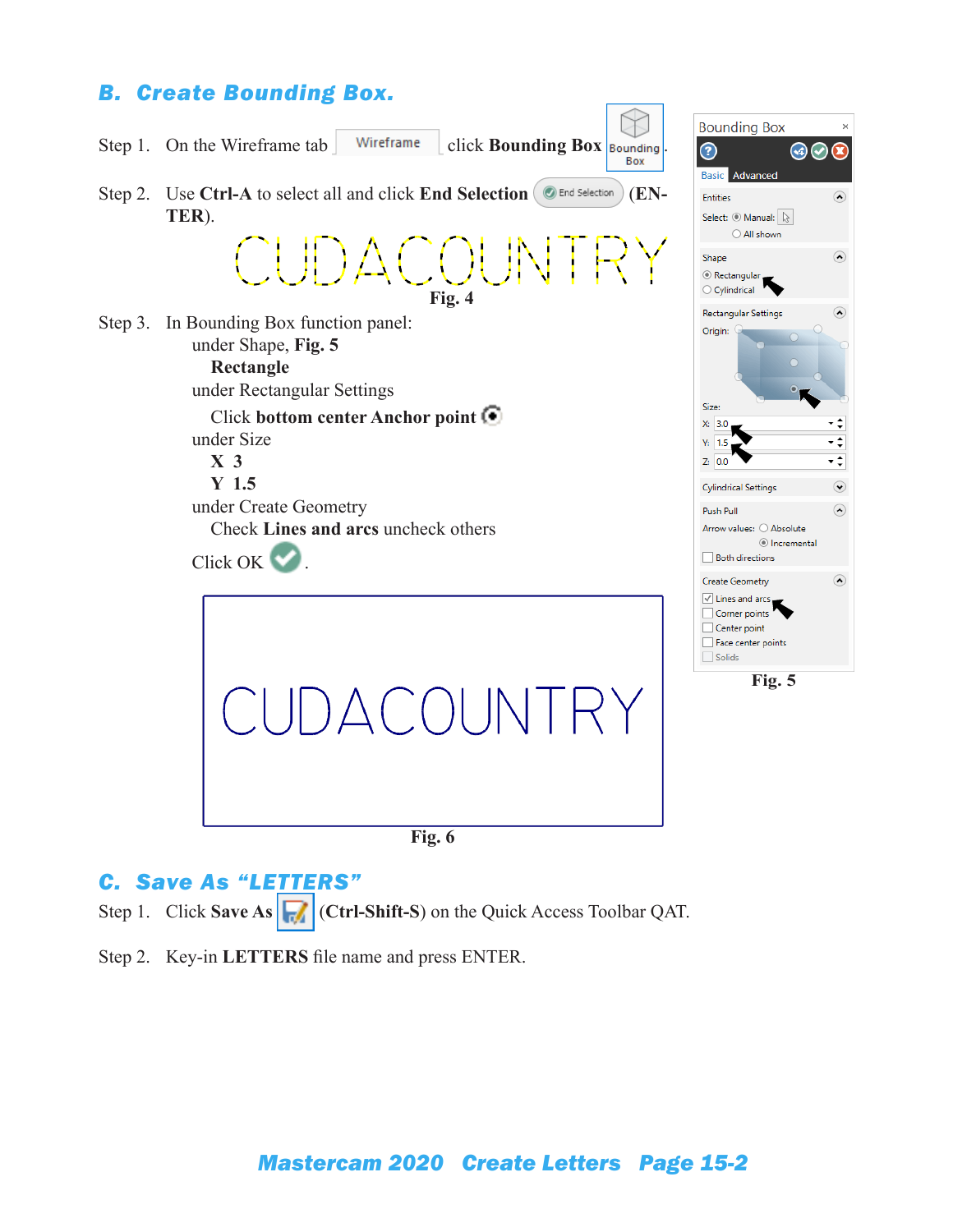## B. Create Bounding Box.

Step 1. On the Wireframe tab Wireframe click **Bounding Box** Bounding Box.

Step 2. Use **Ctrl-A** to select all and click **End Selection** End Selection (**ENTER**).

CUDACOUNTRY

**Fig. 4**

Step 3. In Bounding Box function panel:

under Shape, **Fig. 5**

**Rectangle**

under Rectangular Settings

Click **bottom center Anchor point**

under Size

**X 3**

**Y 1.5**

under Create Geometry

Check **Lines and arcs** uncheck others

Click OK .

Bounding Box

Basic Advanced

Entities

Select: Manual:

All shown

Shape

Rectangular

Cylindrical

Rectangular Settings

Origin:

Size:

X: 3.0

Y: 1.5

Z: 0.0

Cylindrical Settings

Push Pull

Arrow values: Absolute

Incremental

Both directions

Create Geometry

Lines and arcs

Corner points

Center point

Face center points

Solids

**Fig. 5**

CUDACOUNTRY

**Fig. 6**

## C. Save As "LETTERS"

Step 1. Click **Save As** (**Ctrl-Shift-S**) on the Quick Access Toolbar QAT.

Step 2. Key-in **LETTERS** file name and press ENTER.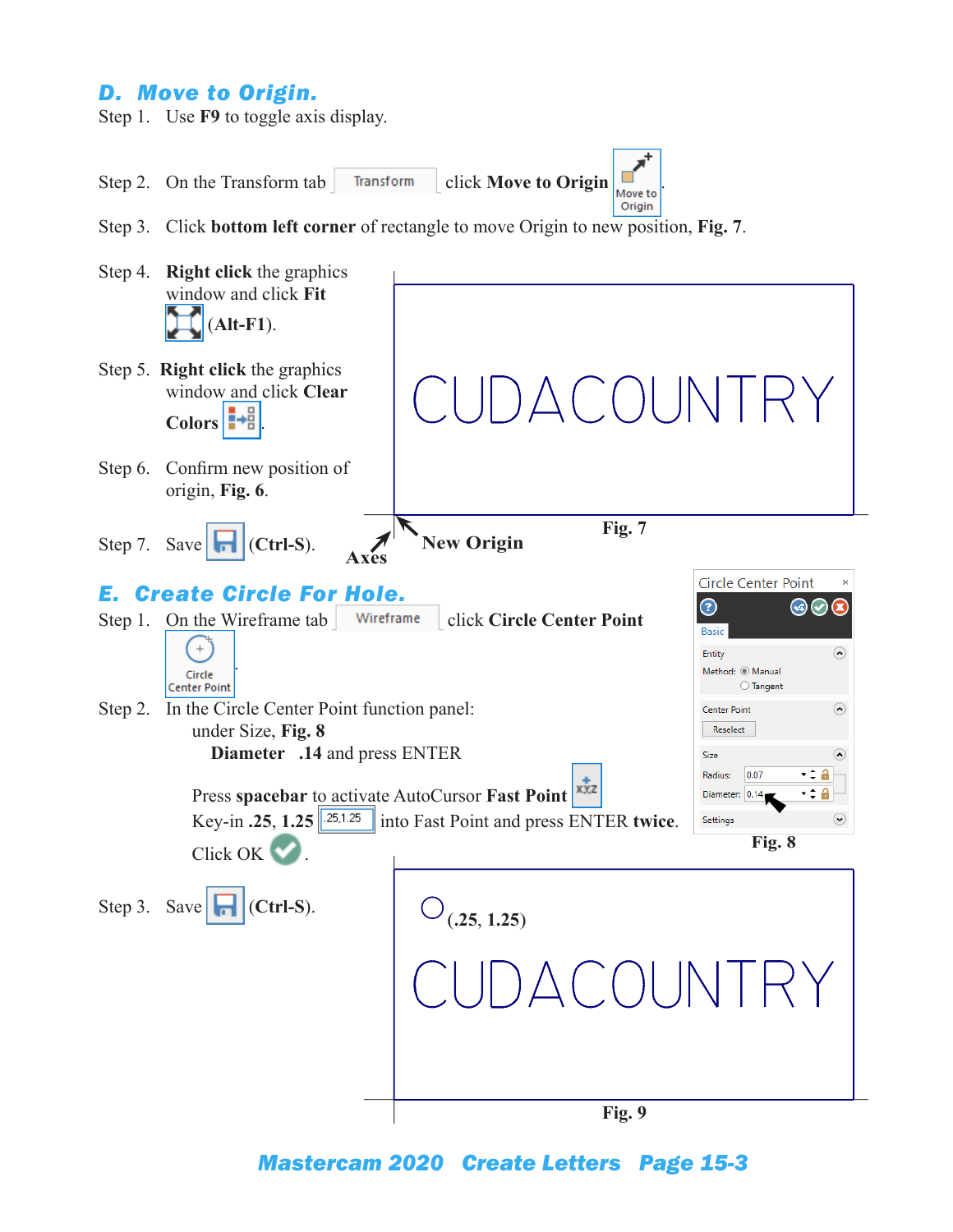## D. Move to Origin.

Step 1. Use **F9** to toggle axis display.

Step 2. On the Transform tab Transform click **Move to Origin** Move to Origin.

Step 3. Click **bottom left corner** of rectangle to move Origin to new position, **Fig. 7**.

Step 4. **Right click** the graphics window and click **Fit** (**Alt-F1**).

Step 5. **Right click** the graphics window and click **Clear Colors** .

Step 6. Confirm new position of origin, **Fig. 6**.

Step 7. Save (**Ctrl-S**).

CUDACOUNTRY

**Axes** **New Origin**

**Fig. 7**

## E. Create Circle For Hole.

Step 1. On the Wireframe tab Wireframe click **Circle Center Point** Circle Center Point.

Step 2. In the Circle Center Point function panel:
under Size, **Fig. 8**
**Diameter** **.14** and press ENTER

Press **spacebar** to activate AutoCursor **Fast Point** Key-in **.25, 1.25** .25,1.25 into Fast Point and press ENTER **twice**.
Click OK .

Step 3. Save (**Ctrl-S**).

Circle Center Point
Basic
Entity
Method: Manual
Tangent
Center Point
Reselect
Size
Radius: 0.07
Diameter: 0.14
Settings

**Fig. 8**

(.25, 1.25)

CUDACOUNTRY

**Fig. 9**